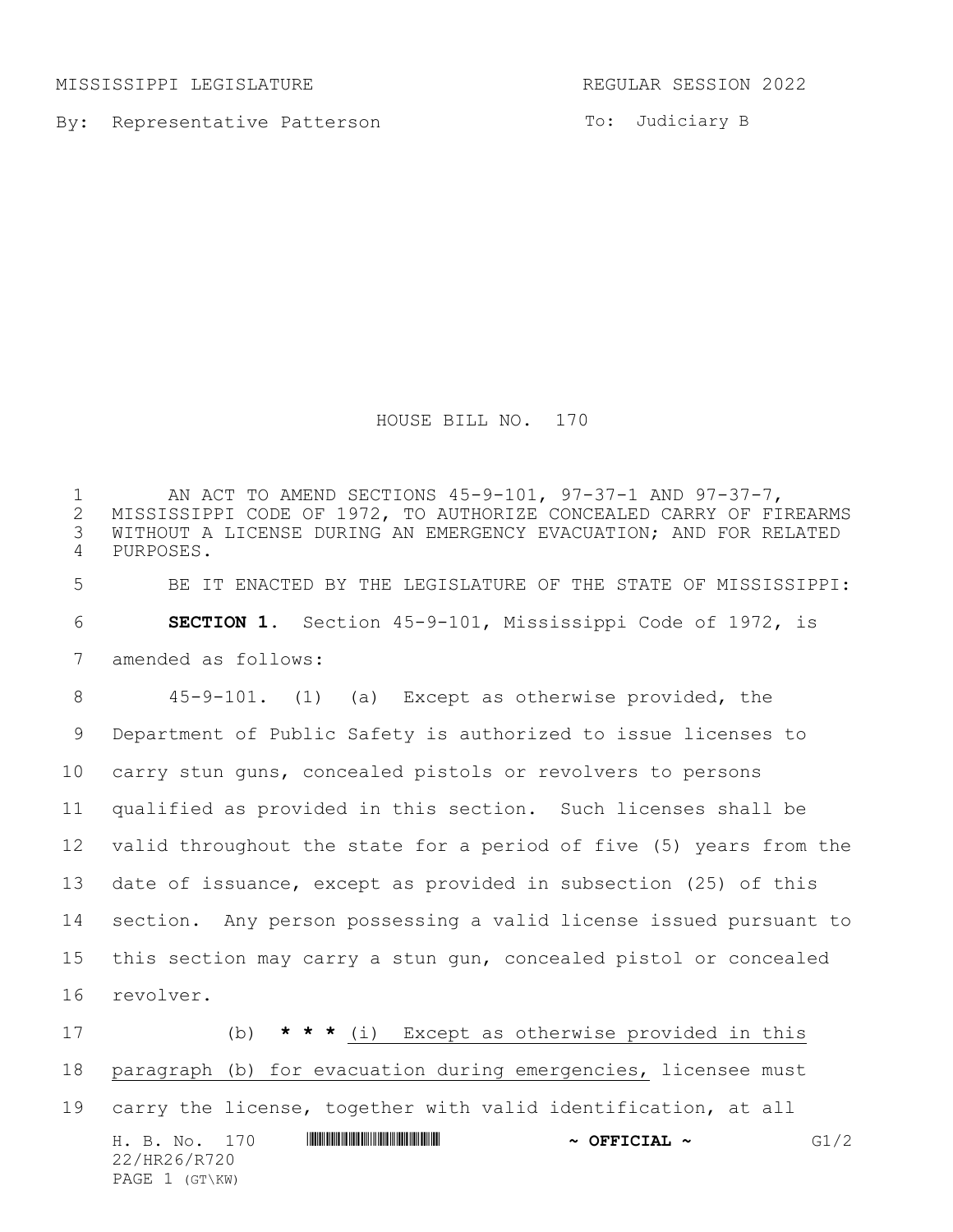MISSISSIPPI LEGISLATURE REGULAR SESSION 2022

By: Representative Patterson

To: Judiciary B

# HOUSE BILL NO. 170

AN ACT TO AMEND SECTIONS 45-9-101, 97-37-1 AND 97-37-7, MISSISSIPPI CODE OF 1972, TO AUTHORIZE CONCEALED CARRY OF FIREARMS WITHOUT A LICENSE DURING AN EMERGENCY EVACUATION; AND FOR RELATED PURPOSES.

BE IT ENACTED BY THE LEGISLATURE OF THE STATE OF MISSISSIPPI:

**SECTION 1.** Section 45-9-101, Mississippi Code of 1972, is amended as follows:

45-9-101. (1) (a) Except as otherwise provided, the Department of Public Safety is authorized to issue licenses to carry stun guns, concealed pistols or revolvers to persons qualified as provided in this section. Such licenses shall be valid throughout the state for a period of five (5) years from the date of issuance, except as provided in subsection (25) of this section. Any person possessing a valid license issued pursuant to this section may carry a stun gun, concealed pistol or concealed revolver.

(b) **\* \* \*** <u>(i) Except as otherwise provided in this paragraph (b) for evacuation during emergencies,</u> licensee must carry the license, together with valid identification, at all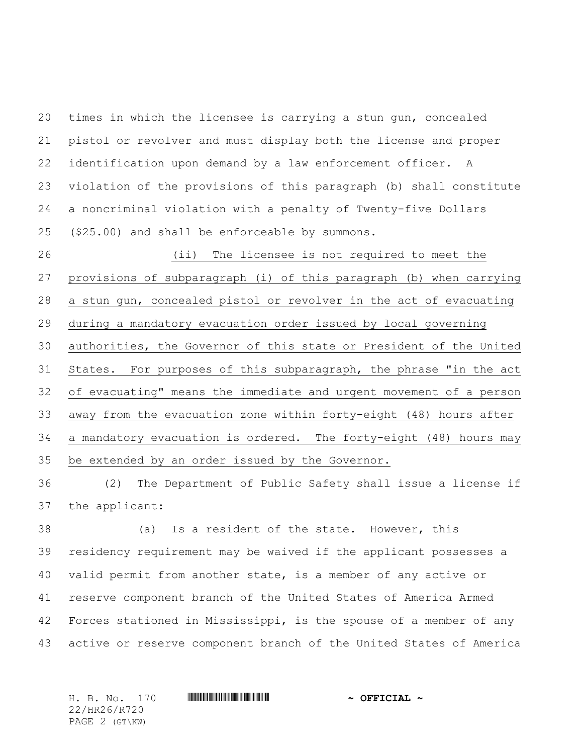times in which the licensee is carrying a stun gun, concealed pistol or revolver and must display both the license and proper identification upon demand by a law enforcement officer. A violation of the provisions of this paragraph (b) shall constitute a noncriminal violation with a penalty of Twenty-five Dollars ($25.00) and shall be enforceable by summons.

(ii) The licensee is not required to meet the provisions of subparagraph (i) of this paragraph (b) when carrying a stun gun, concealed pistol or revolver in the act of evacuating during a mandatory evacuation order issued by local governing authorities, the Governor of this state or President of the United States. For purposes of this subparagraph, the phrase "in the act of evacuating" means the immediate and urgent movement of a person away from the evacuation zone within forty-eight (48) hours after a mandatory evacuation is ordered. The forty-eight (48) hours may be extended by an order issued by the Governor.

(2) The Department of Public Safety shall issue a license if the applicant:

(a) Is a resident of the state. However, this residency requirement may be waived if the applicant possesses a valid permit from another state, is a member of any active or reserve component branch of the United States of America Armed Forces stationed in Mississippi, is the spouse of a member of any active or reserve component branch of the United States of America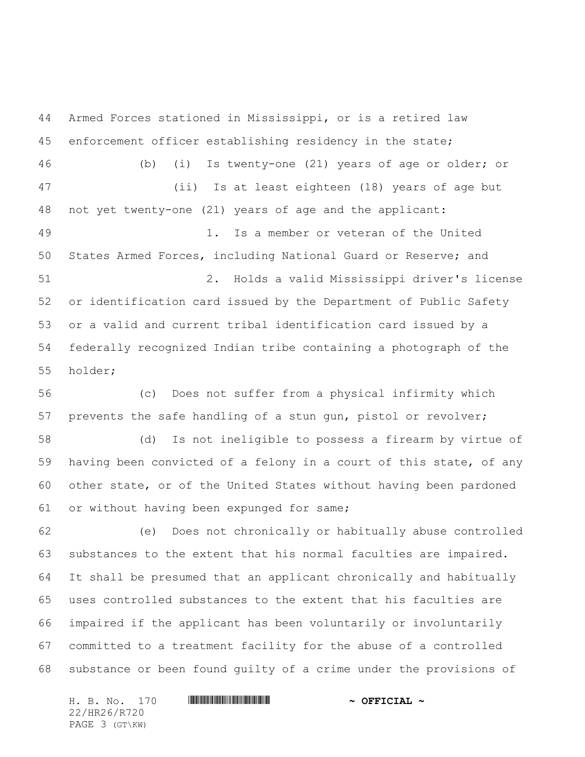Armed Forces stationed in Mississippi, or is a retired law enforcement officer establishing residency in the state;

(b) (i) Is twenty-one (21) years of age or older; or

(ii) Is at least eighteen (18) years of age but not yet twenty-one (21) years of age and the applicant:

1. Is a member or veteran of the United States Armed Forces, including National Guard or Reserve; and

2. Holds a valid Mississippi driver's license or identification card issued by the Department of Public Safety or a valid and current tribal identification card issued by a federally recognized Indian tribe containing a photograph of the holder;

(c) Does not suffer from a physical infirmity which prevents the safe handling of a stun gun, pistol or revolver;

(d) Is not ineligible to possess a firearm by virtue of having been convicted of a felony in a court of this state, of any other state, or of the United States without having been pardoned or without having been expunged for same;

(e) Does not chronically or habitually abuse controlled substances to the extent that his normal faculties are impaired. It shall be presumed that an applicant chronically and habitually uses controlled substances to the extent that his faculties are impaired if the applicant has been voluntarily or involuntarily committed to a treatment facility for the abuse of a controlled substance or been found guilty of a crime under the provisions of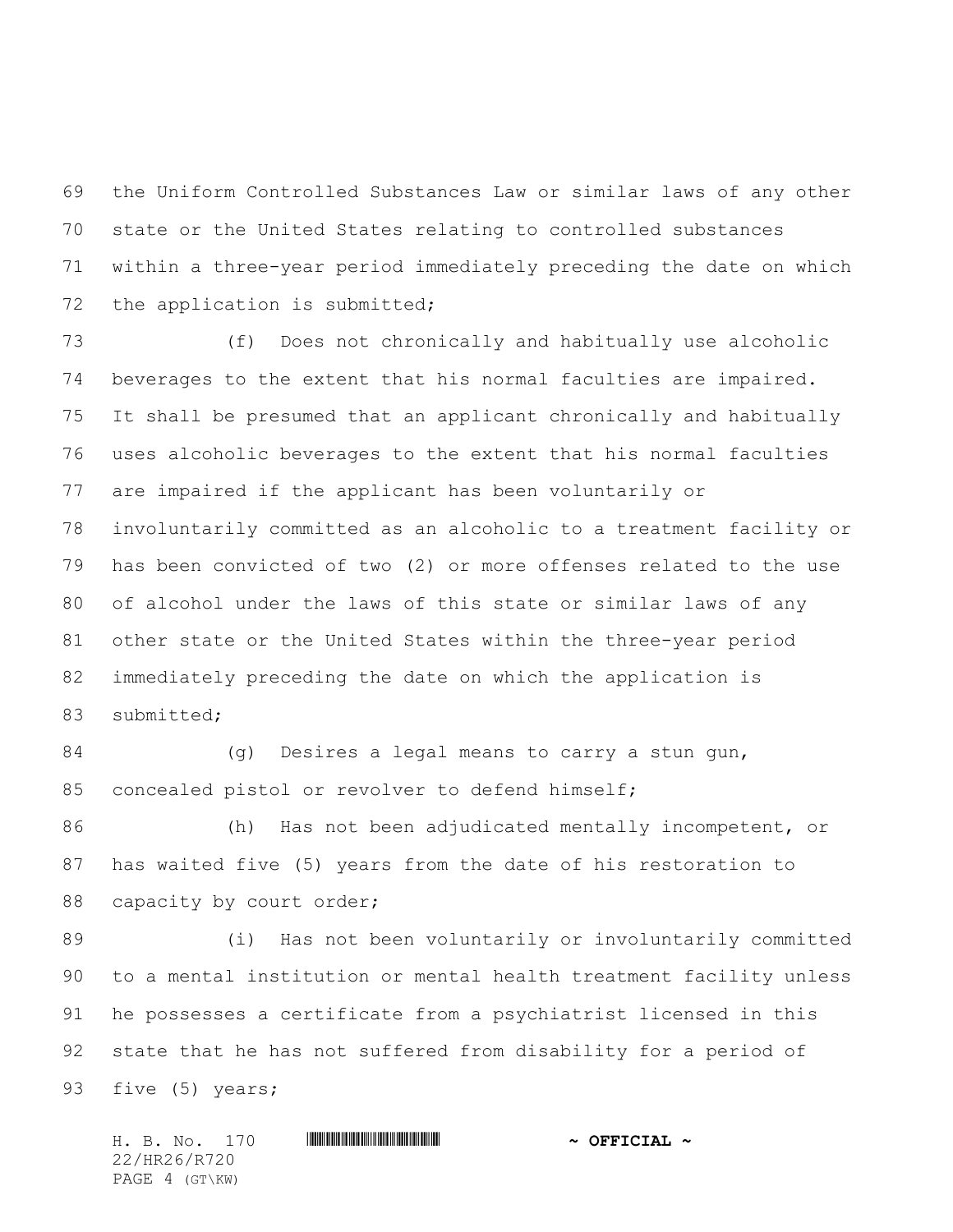the Uniform Controlled Substances Law or similar laws of any other state or the United States relating to controlled substances within a three-year period immediately preceding the date on which the application is submitted;

(f) Does not chronically and habitually use alcoholic beverages to the extent that his normal faculties are impaired. It shall be presumed that an applicant chronically and habitually uses alcoholic beverages to the extent that his normal faculties are impaired if the applicant has been voluntarily or involuntarily committed as an alcoholic to a treatment facility or has been convicted of two (2) or more offenses related to the use of alcohol under the laws of this state or similar laws of any other state or the United States within the three-year period immediately preceding the date on which the application is submitted;

(g) Desires a legal means to carry a stun gun, concealed pistol or revolver to defend himself;

(h) Has not been adjudicated mentally incompetent, or has waited five (5) years from the date of his restoration to capacity by court order;

(i) Has not been voluntarily or involuntarily committed to a mental institution or mental health treatment facility unless he possesses a certificate from a psychiatrist licensed in this state that he has not suffered from disability for a period of five (5) years;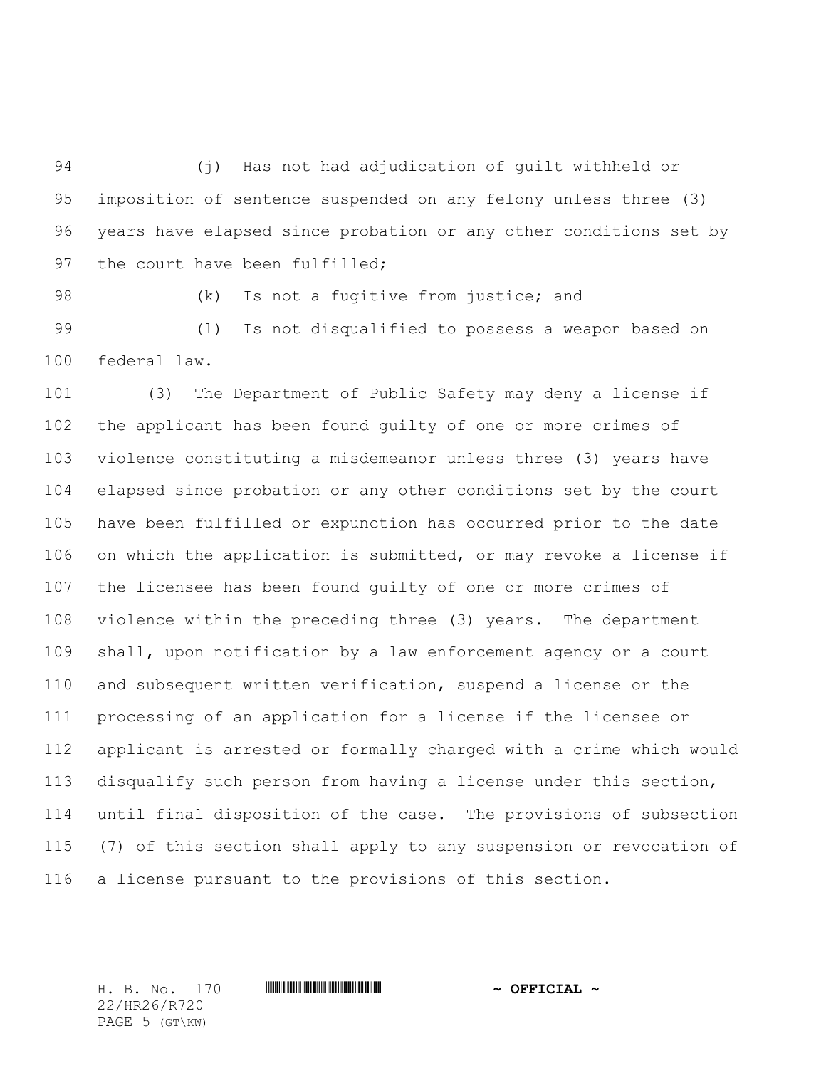(j) Has not had adjudication of guilt withheld or imposition of sentence suspended on any felony unless three (3) years have elapsed since probation or any other conditions set by the court have been fulfilled;

(k) Is not a fugitive from justice; and

(l) Is not disqualified to possess a weapon based on federal law.

(3) The Department of Public Safety may deny a license if the applicant has been found guilty of one or more crimes of violence constituting a misdemeanor unless three (3) years have elapsed since probation or any other conditions set by the court have been fulfilled or expunction has occurred prior to the date on which the application is submitted, or may revoke a license if the licensee has been found guilty of one or more crimes of violence within the preceding three (3) years. The department shall, upon notification by a law enforcement agency or a court and subsequent written verification, suspend a license or the processing of an application for a license if the licensee or applicant is arrested or formally charged with a crime which would disqualify such person from having a license under this section, until final disposition of the case. The provisions of subsection (7) of this section shall apply to any suspension or revocation of a license pursuant to the provisions of this section.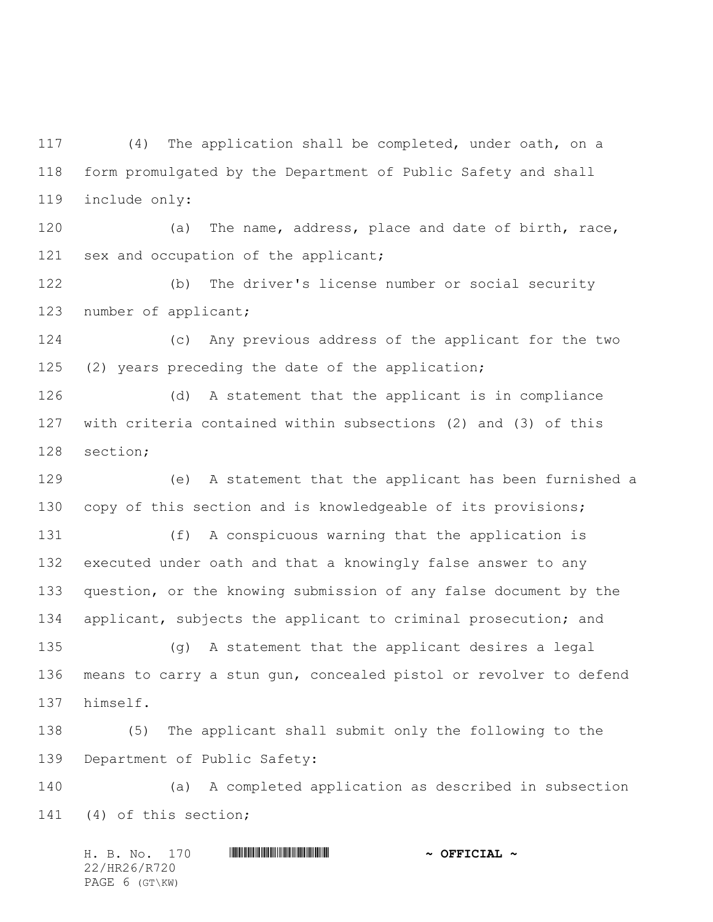(4) The application shall be completed, under oath, on a form promulgated by the Department of Public Safety and shall include only:

(a) The name, address, place and date of birth, race, sex and occupation of the applicant;

(b) The driver's license number or social security number of applicant;

(c) Any previous address of the applicant for the two (2) years preceding the date of the application;

(d) A statement that the applicant is in compliance with criteria contained within subsections (2) and (3) of this section;

(e) A statement that the applicant has been furnished a copy of this section and is knowledgeable of its provisions;

(f) A conspicuous warning that the application is executed under oath and that a knowingly false answer to any question, or the knowing submission of any false document by the applicant, subjects the applicant to criminal prosecution; and

(g) A statement that the applicant desires a legal means to carry a stun gun, concealed pistol or revolver to defend himself.

(5) The applicant shall submit only the following to the Department of Public Safety:

(a) A completed application as described in subsection (4) of this section;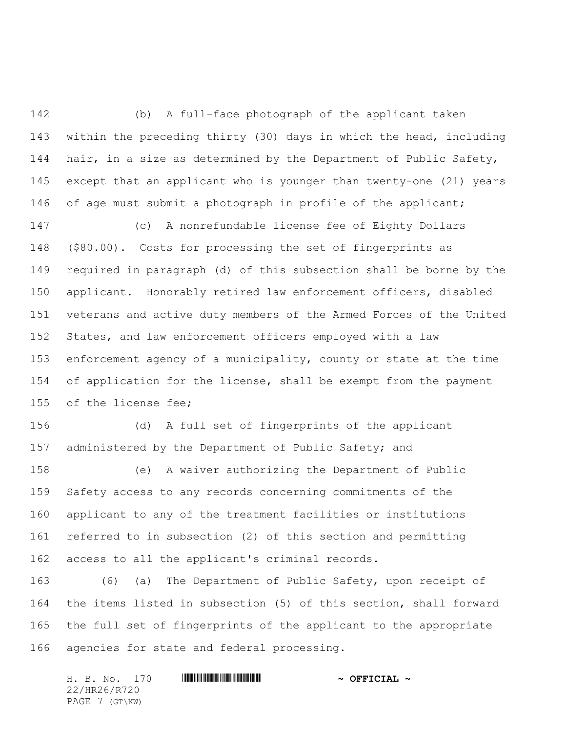(b) A full-face photograph of the applicant taken within the preceding thirty (30) days in which the head, including hair, in a size as determined by the Department of Public Safety, except that an applicant who is younger than twenty-one (21) years of age must submit a photograph in profile of the applicant;

(c) A nonrefundable license fee of Eighty Dollars ($80.00). Costs for processing the set of fingerprints as required in paragraph (d) of this subsection shall be borne by the applicant. Honorably retired law enforcement officers, disabled veterans and active duty members of the Armed Forces of the United States, and law enforcement officers employed with a law enforcement agency of a municipality, county or state at the time of application for the license, shall be exempt from the payment of the license fee;

(d) A full set of fingerprints of the applicant administered by the Department of Public Safety; and

(e) A waiver authorizing the Department of Public Safety access to any records concerning commitments of the applicant to any of the treatment facilities or institutions referred to in subsection (2) of this section and permitting access to all the applicant's criminal records.

(6) (a) The Department of Public Safety, upon receipt of the items listed in subsection (5) of this section, shall forward the full set of fingerprints of the applicant to the appropriate agencies for state and federal processing.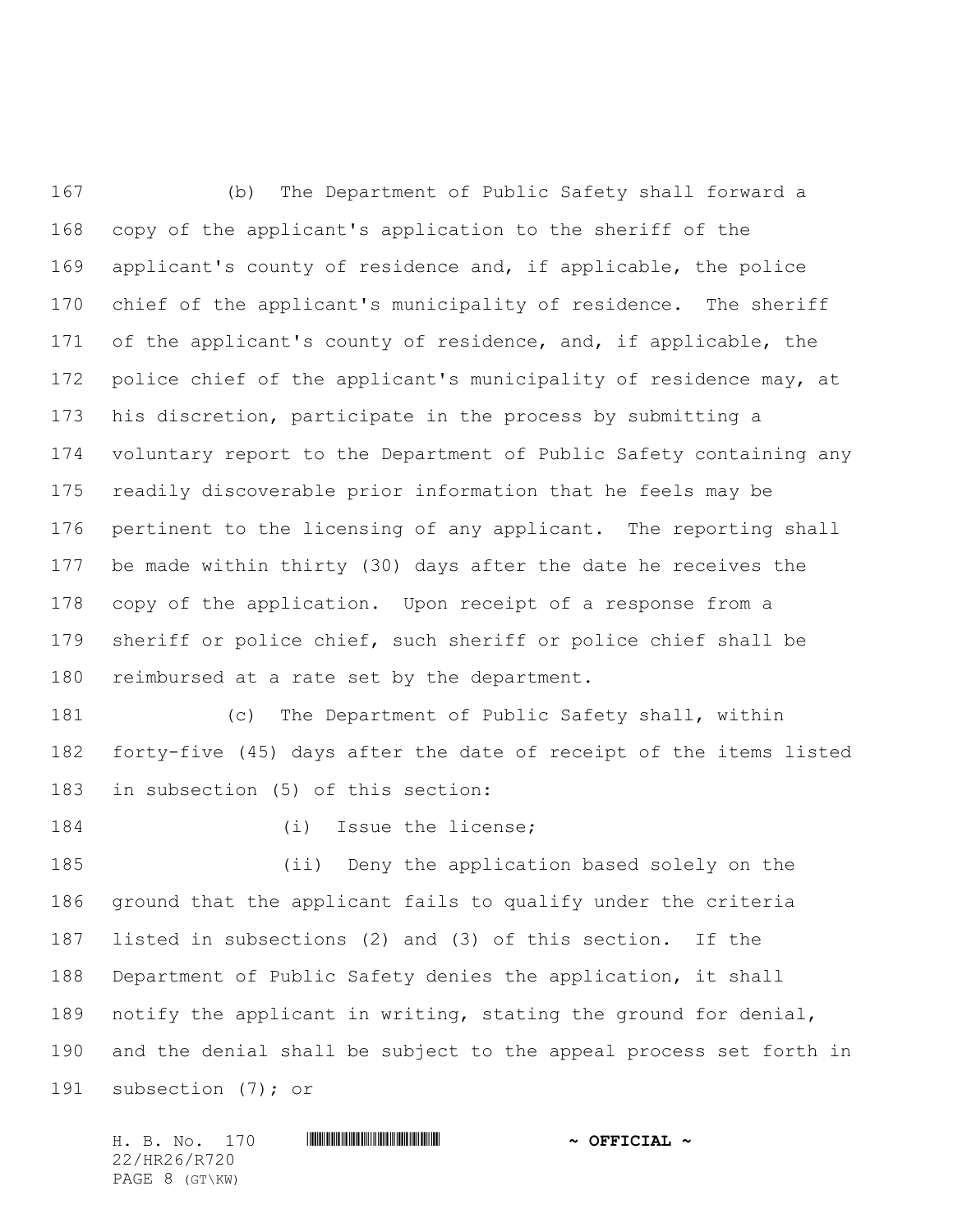(b) The Department of Public Safety shall forward a copy of the applicant's application to the sheriff of the applicant's county of residence and, if applicable, the police chief of the applicant's municipality of residence. The sheriff of the applicant's county of residence, and, if applicable, the police chief of the applicant's municipality of residence may, at his discretion, participate in the process by submitting a voluntary report to the Department of Public Safety containing any readily discoverable prior information that he feels may be pertinent to the licensing of any applicant. The reporting shall be made within thirty (30) days after the date he receives the copy of the application. Upon receipt of a response from a sheriff or police chief, such sheriff or police chief shall be reimbursed at a rate set by the department.

(c) The Department of Public Safety shall, within forty-five (45) days after the date of receipt of the items listed in subsection (5) of this section:

(i) Issue the license;

(ii) Deny the application based solely on the ground that the applicant fails to qualify under the criteria listed in subsections (2) and (3) of this section. If the Department of Public Safety denies the application, it shall notify the applicant in writing, stating the ground for denial, and the denial shall be subject to the appeal process set forth in subsection (7); or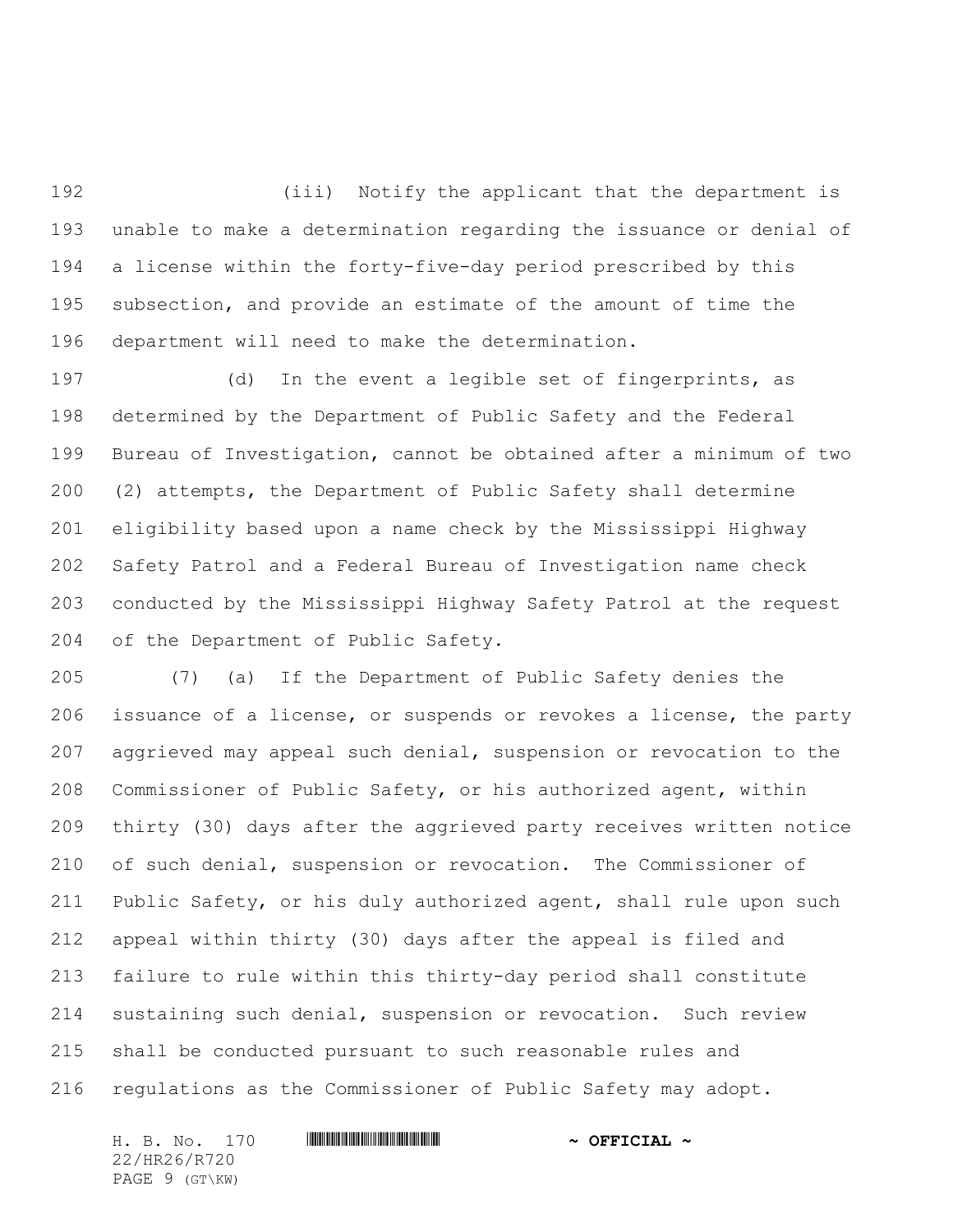(iii) Notify the applicant that the department is unable to make a determination regarding the issuance or denial of a license within the forty-five-day period prescribed by this subsection, and provide an estimate of the amount of time the department will need to make the determination.

(d) In the event a legible set of fingerprints, as determined by the Department of Public Safety and the Federal Bureau of Investigation, cannot be obtained after a minimum of two (2) attempts, the Department of Public Safety shall determine eligibility based upon a name check by the Mississippi Highway Safety Patrol and a Federal Bureau of Investigation name check conducted by the Mississippi Highway Safety Patrol at the request of the Department of Public Safety.

(7) (a) If the Department of Public Safety denies the issuance of a license, or suspends or revokes a license, the party aggrieved may appeal such denial, suspension or revocation to the Commissioner of Public Safety, or his authorized agent, within thirty (30) days after the aggrieved party receives written notice of such denial, suspension or revocation. The Commissioner of Public Safety, or his duly authorized agent, shall rule upon such appeal within thirty (30) days after the appeal is filed and failure to rule within this thirty-day period shall constitute sustaining such denial, suspension or revocation. Such review shall be conducted pursuant to such reasonable rules and regulations as the Commissioner of Public Safety may adopt.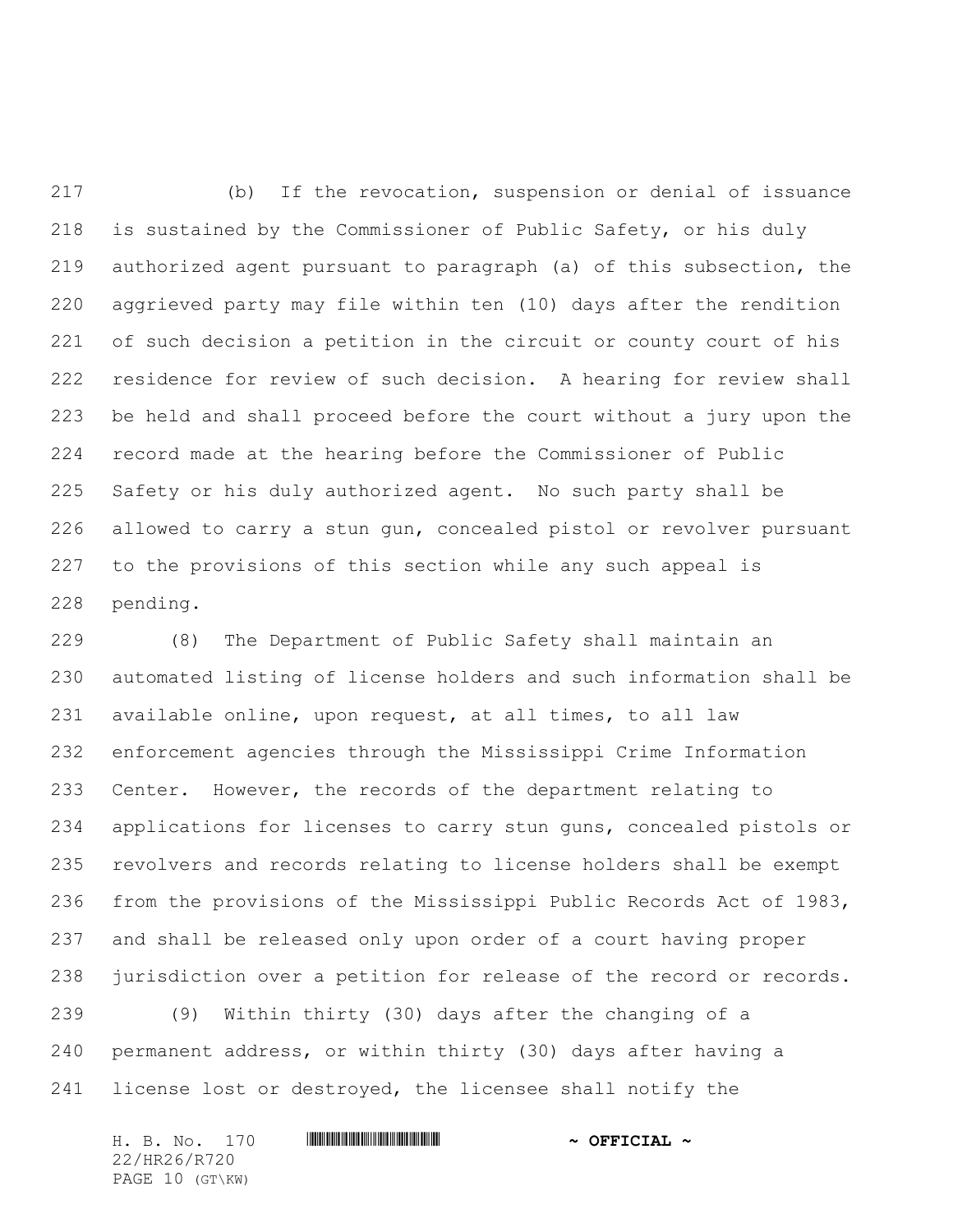(b) If the revocation, suspension or denial of issuance is sustained by the Commissioner of Public Safety, or his duly authorized agent pursuant to paragraph (a) of this subsection, the aggrieved party may file within ten (10) days after the rendition of such decision a petition in the circuit or county court of his residence for review of such decision. A hearing for review shall be held and shall proceed before the court without a jury upon the record made at the hearing before the Commissioner of Public Safety or his duly authorized agent. No such party shall be allowed to carry a stun gun, concealed pistol or revolver pursuant to the provisions of this section while any such appeal is pending.

(8) The Department of Public Safety shall maintain an automated listing of license holders and such information shall be available online, upon request, at all times, to all law enforcement agencies through the Mississippi Crime Information Center. However, the records of the department relating to applications for licenses to carry stun guns, concealed pistols or revolvers and records relating to license holders shall be exempt from the provisions of the Mississippi Public Records Act of 1983, and shall be released only upon order of a court having proper jurisdiction over a petition for release of the record or records.

(9) Within thirty (30) days after the changing of a permanent address, or within thirty (30) days after having a license lost or destroyed, the licensee shall notify the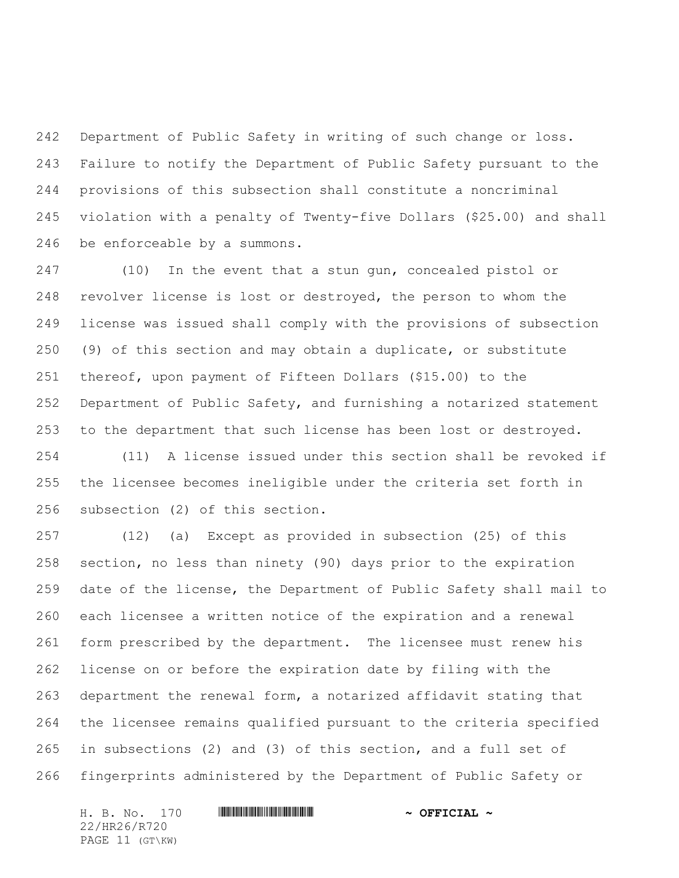Department of Public Safety in writing of such change or loss. Failure to notify the Department of Public Safety pursuant to the provisions of this subsection shall constitute a noncriminal violation with a penalty of Twenty-five Dollars ($25.00) and shall be enforceable by a summons.

(10) In the event that a stun gun, concealed pistol or revolver license is lost or destroyed, the person to whom the license was issued shall comply with the provisions of subsection (9) of this section and may obtain a duplicate, or substitute thereof, upon payment of Fifteen Dollars ($15.00) to the Department of Public Safety, and furnishing a notarized statement to the department that such license has been lost or destroyed.

(11) A license issued under this section shall be revoked if the licensee becomes ineligible under the criteria set forth in subsection (2) of this section.

(12) (a) Except as provided in subsection (25) of this section, no less than ninety (90) days prior to the expiration date of the license, the Department of Public Safety shall mail to each licensee a written notice of the expiration and a renewal form prescribed by the department. The licensee must renew his license on or before the expiration date by filing with the department the renewal form, a notarized affidavit stating that the licensee remains qualified pursuant to the criteria specified in subsections (2) and (3) of this section, and a full set of fingerprints administered by the Department of Public Safety or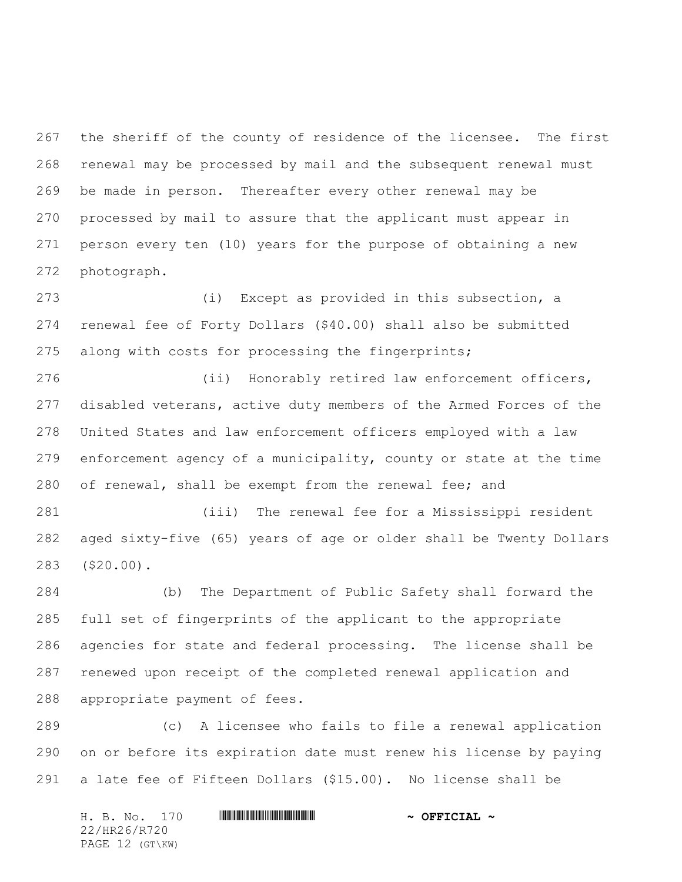the sheriff of the county of residence of the licensee. The first renewal may be processed by mail and the subsequent renewal must be made in person. Thereafter every other renewal may be processed by mail to assure that the applicant must appear in person every ten (10) years for the purpose of obtaining a new photograph.

(i) Except as provided in this subsection, a renewal fee of Forty Dollars ($40.00) shall also be submitted along with costs for processing the fingerprints;

(ii) Honorably retired law enforcement officers, disabled veterans, active duty members of the Armed Forces of the United States and law enforcement officers employed with a law enforcement agency of a municipality, county or state at the time of renewal, shall be exempt from the renewal fee; and

(iii) The renewal fee for a Mississippi resident aged sixty-five (65) years of age or older shall be Twenty Dollars ($20.00).

(b) The Department of Public Safety shall forward the full set of fingerprints of the applicant to the appropriate agencies for state and federal processing. The license shall be renewed upon receipt of the completed renewal application and appropriate payment of fees.

(c) A licensee who fails to file a renewal application on or before its expiration date must renew his license by paying a late fee of Fifteen Dollars ($15.00). No license shall be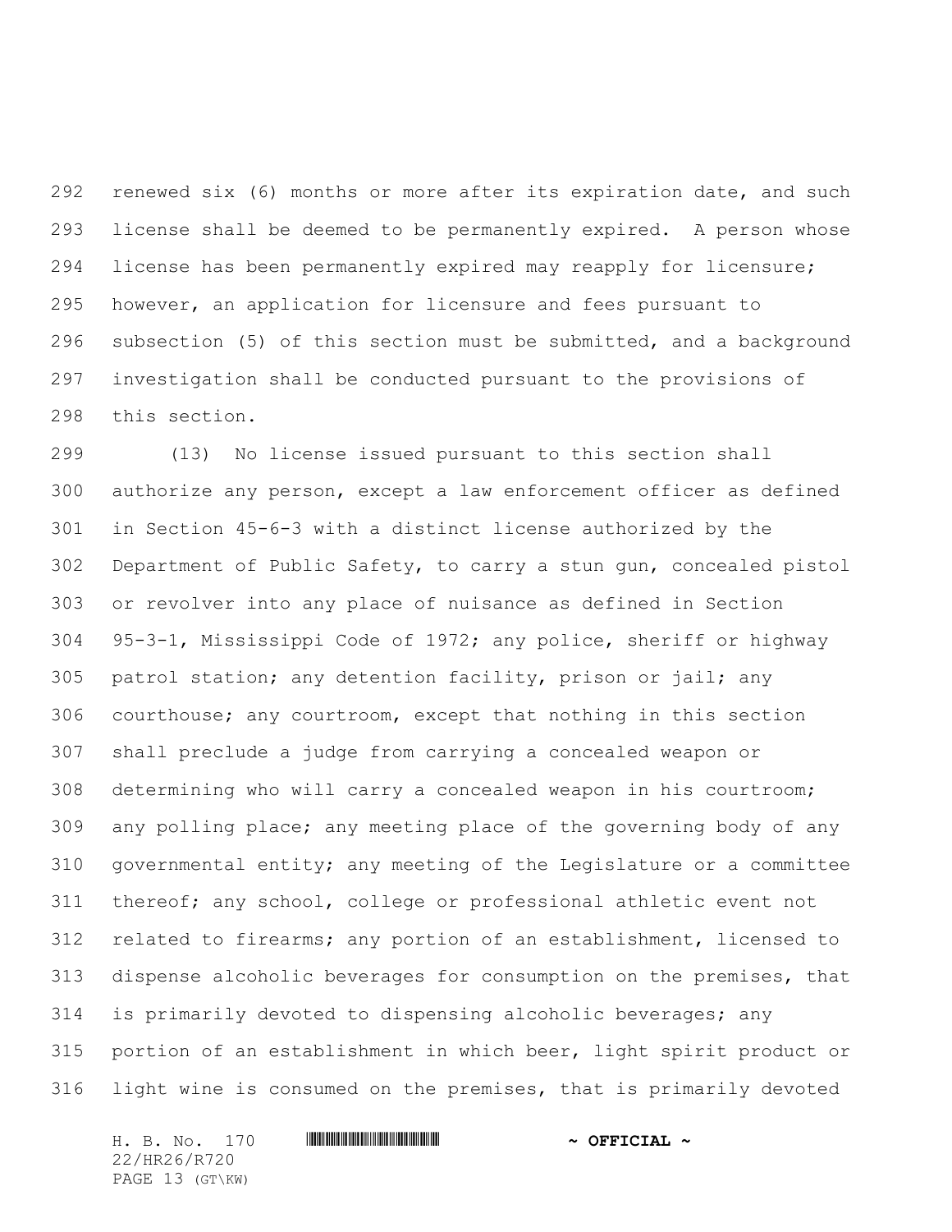renewed six (6) months or more after its expiration date, and such license shall be deemed to be permanently expired. A person whose license has been permanently expired may reapply for licensure; however, an application for licensure and fees pursuant to subsection (5) of this section must be submitted, and a background investigation shall be conducted pursuant to the provisions of this section.

(13) No license issued pursuant to this section shall authorize any person, except a law enforcement officer as defined in Section 45-6-3 with a distinct license authorized by the Department of Public Safety, to carry a stun gun, concealed pistol or revolver into any place of nuisance as defined in Section 95-3-1, Mississippi Code of 1972; any police, sheriff or highway patrol station; any detention facility, prison or jail; any courthouse; any courtroom, except that nothing in this section shall preclude a judge from carrying a concealed weapon or determining who will carry a concealed weapon in his courtroom; any polling place; any meeting place of the governing body of any governmental entity; any meeting of the Legislature or a committee thereof; any school, college or professional athletic event not related to firearms; any portion of an establishment, licensed to dispense alcoholic beverages for consumption on the premises, that is primarily devoted to dispensing alcoholic beverages; any portion of an establishment in which beer, light spirit product or light wine is consumed on the premises, that is primarily devoted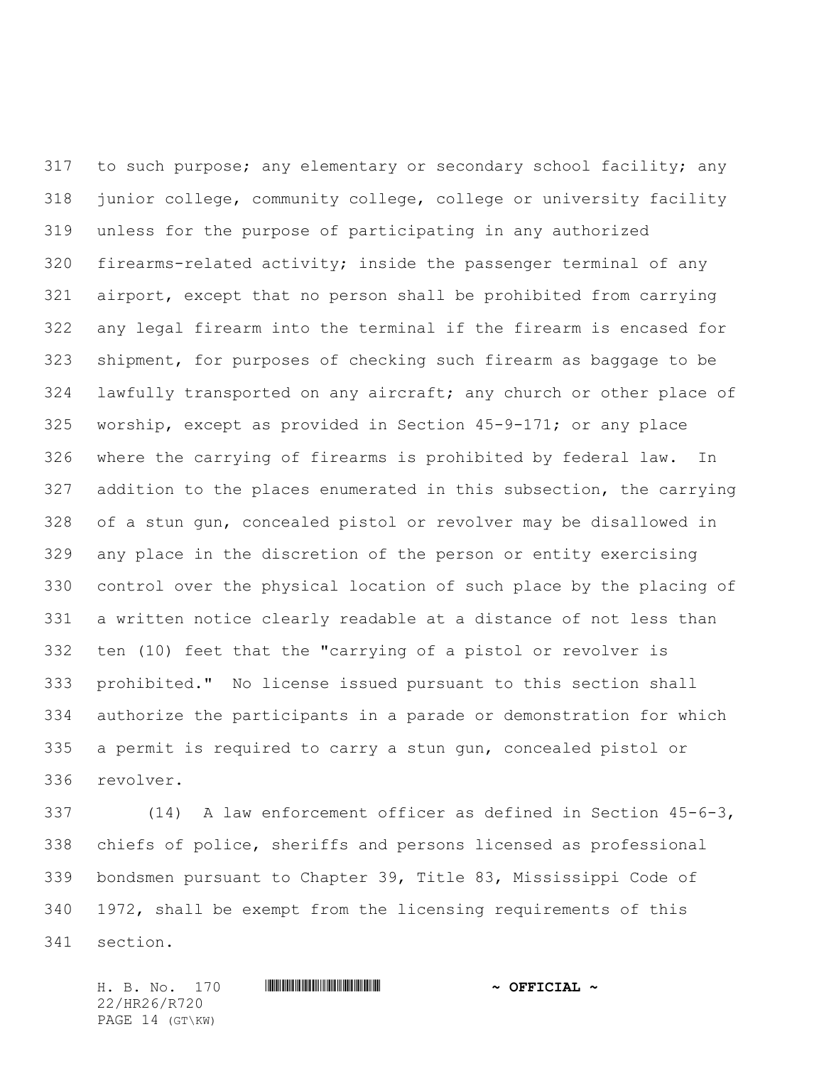to such purpose; any elementary or secondary school facility; any junior college, community college, college or university facility unless for the purpose of participating in any authorized firearms-related activity; inside the passenger terminal of any airport, except that no person shall be prohibited from carrying any legal firearm into the terminal if the firearm is encased for shipment, for purposes of checking such firearm as baggage to be lawfully transported on any aircraft; any church or other place of worship, except as provided in Section 45-9-171; or any place where the carrying of firearms is prohibited by federal law. In addition to the places enumerated in this subsection, the carrying of a stun gun, concealed pistol or revolver may be disallowed in any place in the discretion of the person or entity exercising control over the physical location of such place by the placing of a written notice clearly readable at a distance of not less than ten (10) feet that the "carrying of a pistol or revolver is prohibited." No license issued pursuant to this section shall authorize the participants in a parade or demonstration for which a permit is required to carry a stun gun, concealed pistol or revolver.

(14) A law enforcement officer as defined in Section 45-6-3, chiefs of police, sheriffs and persons licensed as professional bondsmen pursuant to Chapter 39, Title 83, Mississippi Code of 1972, shall be exempt from the licensing requirements of this section.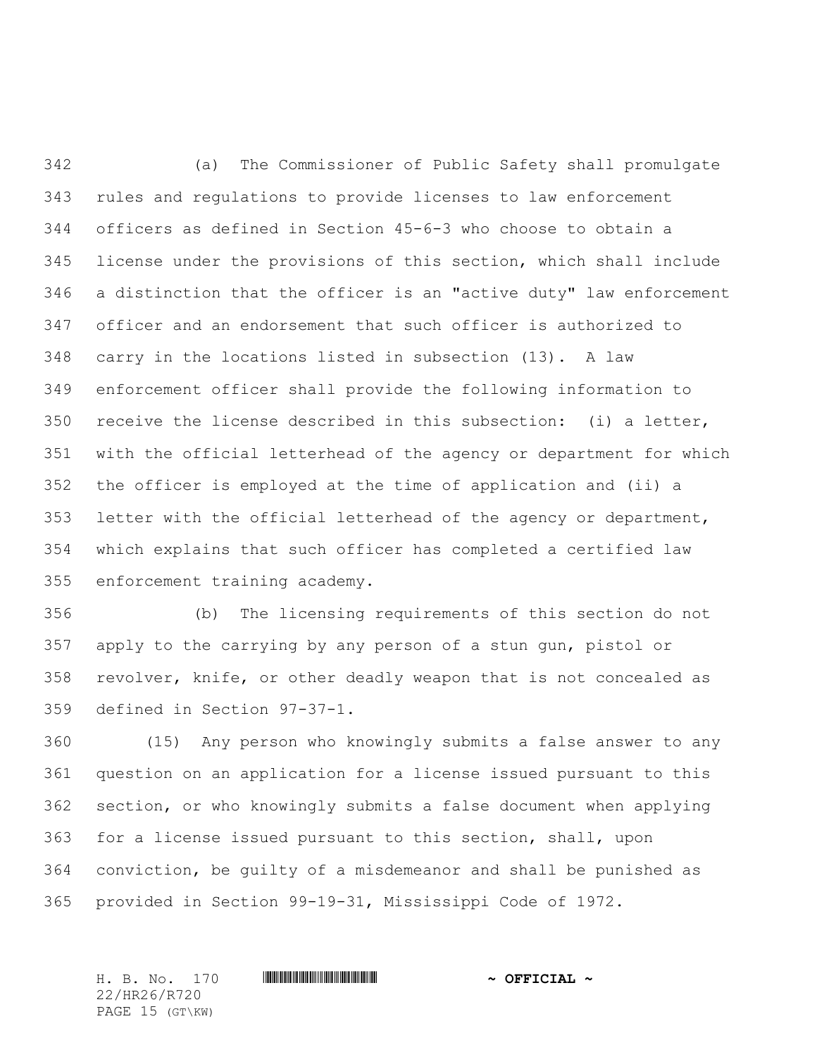(a) The Commissioner of Public Safety shall promulgate rules and regulations to provide licenses to law enforcement officers as defined in Section 45-6-3 who choose to obtain a license under the provisions of this section, which shall include a distinction that the officer is an "active duty" law enforcement officer and an endorsement that such officer is authorized to carry in the locations listed in subsection (13). A law enforcement officer shall provide the following information to receive the license described in this subsection: (i) a letter, with the official letterhead of the agency or department for which the officer is employed at the time of application and (ii) a letter with the official letterhead of the agency or department, which explains that such officer has completed a certified law enforcement training academy.

(b) The licensing requirements of this section do not apply to the carrying by any person of a stun gun, pistol or revolver, knife, or other deadly weapon that is not concealed as defined in Section 97-37-1.

(15) Any person who knowingly submits a false answer to any question on an application for a license issued pursuant to this section, or who knowingly submits a false document when applying for a license issued pursuant to this section, shall, upon conviction, be guilty of a misdemeanor and shall be punished as provided in Section 99-19-31, Mississippi Code of 1972.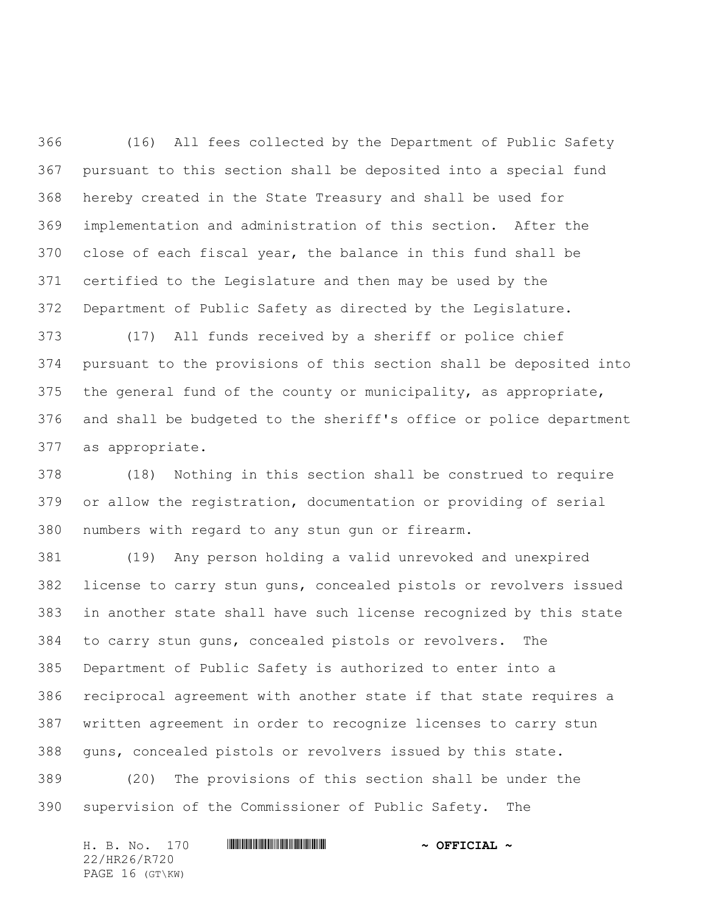(16) All fees collected by the Department of Public Safety pursuant to this section shall be deposited into a special fund hereby created in the State Treasury and shall be used for implementation and administration of this section. After the close of each fiscal year, the balance in this fund shall be certified to the Legislature and then may be used by the Department of Public Safety as directed by the Legislature.

(17) All funds received by a sheriff or police chief pursuant to the provisions of this section shall be deposited into the general fund of the county or municipality, as appropriate, and shall be budgeted to the sheriff's office or police department as appropriate.

(18) Nothing in this section shall be construed to require or allow the registration, documentation or providing of serial numbers with regard to any stun gun or firearm.

(19) Any person holding a valid unrevoked and unexpired license to carry stun guns, concealed pistols or revolvers issued in another state shall have such license recognized by this state to carry stun guns, concealed pistols or revolvers. The Department of Public Safety is authorized to enter into a reciprocal agreement with another state if that state requires a written agreement in order to recognize licenses to carry stun guns, concealed pistols or revolvers issued by this state.

(20) The provisions of this section shall be under the supervision of the Commissioner of Public Safety. The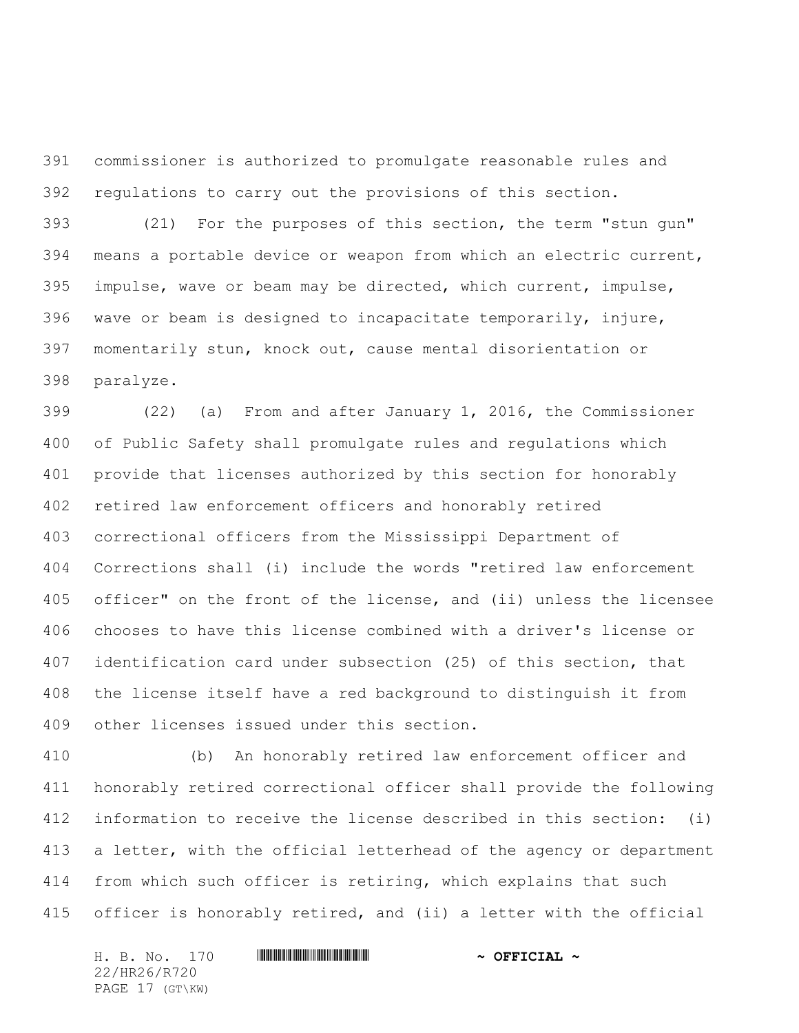commissioner is authorized to promulgate reasonable rules and regulations to carry out the provisions of this section.

(21) For the purposes of this section, the term "stun gun" means a portable device or weapon from which an electric current, impulse, wave or beam may be directed, which current, impulse, wave or beam is designed to incapacitate temporarily, injure, momentarily stun, knock out, cause mental disorientation or paralyze.

(22) (a) From and after January 1, 2016, the Commissioner of Public Safety shall promulgate rules and regulations which provide that licenses authorized by this section for honorably retired law enforcement officers and honorably retired correctional officers from the Mississippi Department of Corrections shall (i) include the words "retired law enforcement officer" on the front of the license, and (ii) unless the licensee chooses to have this license combined with a driver's license or identification card under subsection (25) of this section, that the license itself have a red background to distinguish it from other licenses issued under this section.

(b) An honorably retired law enforcement officer and honorably retired correctional officer shall provide the following information to receive the license described in this section: (i) a letter, with the official letterhead of the agency or department from which such officer is retiring, which explains that such officer is honorably retired, and (ii) a letter with the official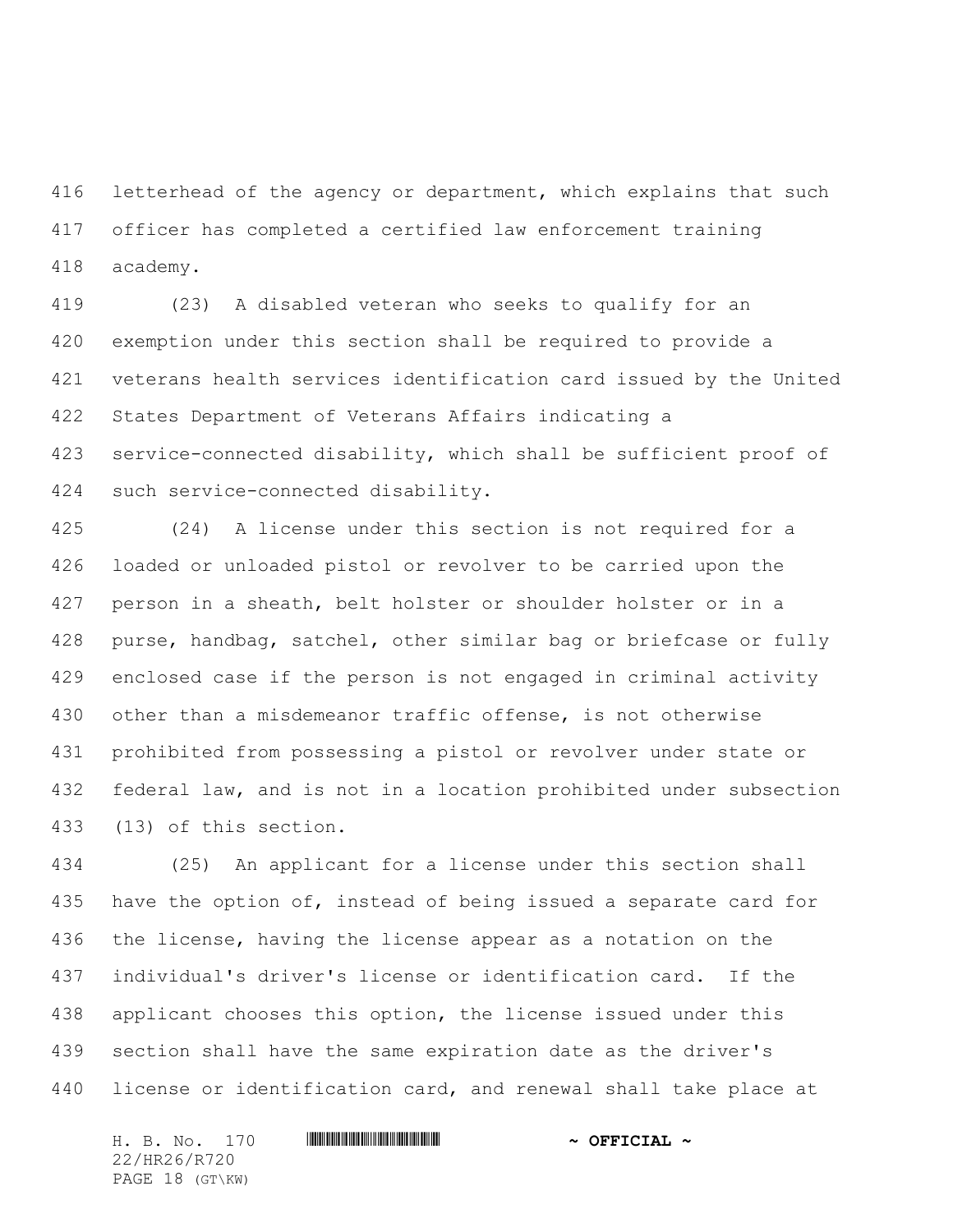letterhead of the agency or department, which explains that such officer has completed a certified law enforcement training academy.

(23) A disabled veteran who seeks to qualify for an exemption under this section shall be required to provide a veterans health services identification card issued by the United States Department of Veterans Affairs indicating a service-connected disability, which shall be sufficient proof of such service-connected disability.

(24) A license under this section is not required for a loaded or unloaded pistol or revolver to be carried upon the person in a sheath, belt holster or shoulder holster or in a purse, handbag, satchel, other similar bag or briefcase or fully enclosed case if the person is not engaged in criminal activity other than a misdemeanor traffic offense, is not otherwise prohibited from possessing a pistol or revolver under state or federal law, and is not in a location prohibited under subsection (13) of this section.

(25) An applicant for a license under this section shall have the option of, instead of being issued a separate card for the license, having the license appear as a notation on the individual's driver's license or identification card. If the applicant chooses this option, the license issued under this section shall have the same expiration date as the driver's license or identification card, and renewal shall take place at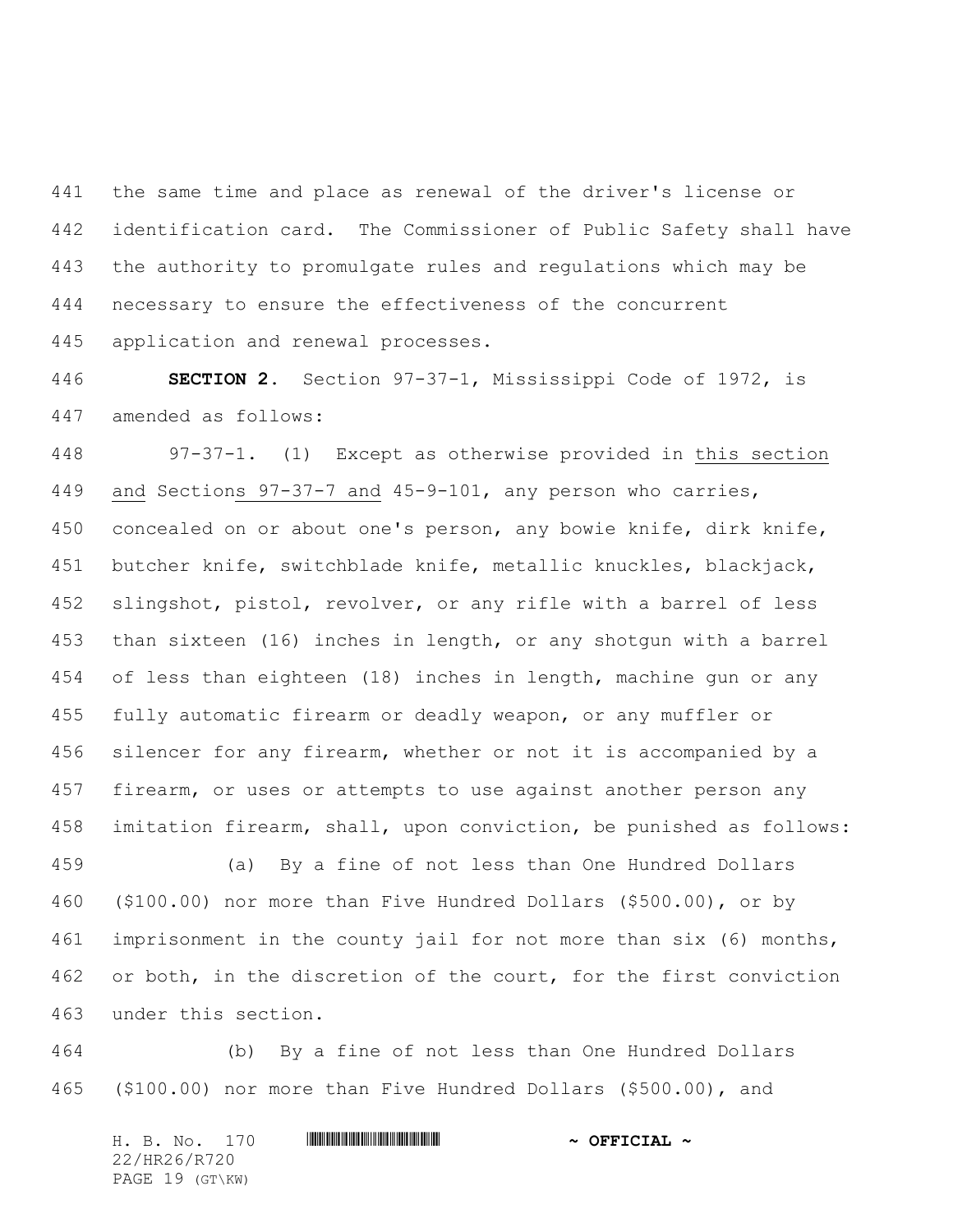the same time and place as renewal of the driver's license or identification card. The Commissioner of Public Safety shall have the authority to promulgate rules and regulations which may be necessary to ensure the effectiveness of the concurrent application and renewal processes.

**SECTION 2.** Section 97-37-1, Mississippi Code of 1972, is amended as follows:

97-37-1. (1) Except as otherwise provided in <u>this section and</u> Section<u>s 97-37-7 and</u> 45-9-101, any person who carries, concealed on or about one's person, any bowie knife, dirk knife, butcher knife, switchblade knife, metallic knuckles, blackjack, slingshot, pistol, revolver, or any rifle with a barrel of less than sixteen (16) inches in length, or any shotgun with a barrel of less than eighteen (18) inches in length, machine gun or any fully automatic firearm or deadly weapon, or any muffler or silencer for any firearm, whether or not it is accompanied by a firearm, or uses or attempts to use against another person any imitation firearm, shall, upon conviction, be punished as follows:

(a) By a fine of not less than One Hundred Dollars ($100.00) nor more than Five Hundred Dollars ($500.00), or by imprisonment in the county jail for not more than six (6) months, or both, in the discretion of the court, for the first conviction under this section.

(b) By a fine of not less than One Hundred Dollars ($100.00) nor more than Five Hundred Dollars ($500.00), and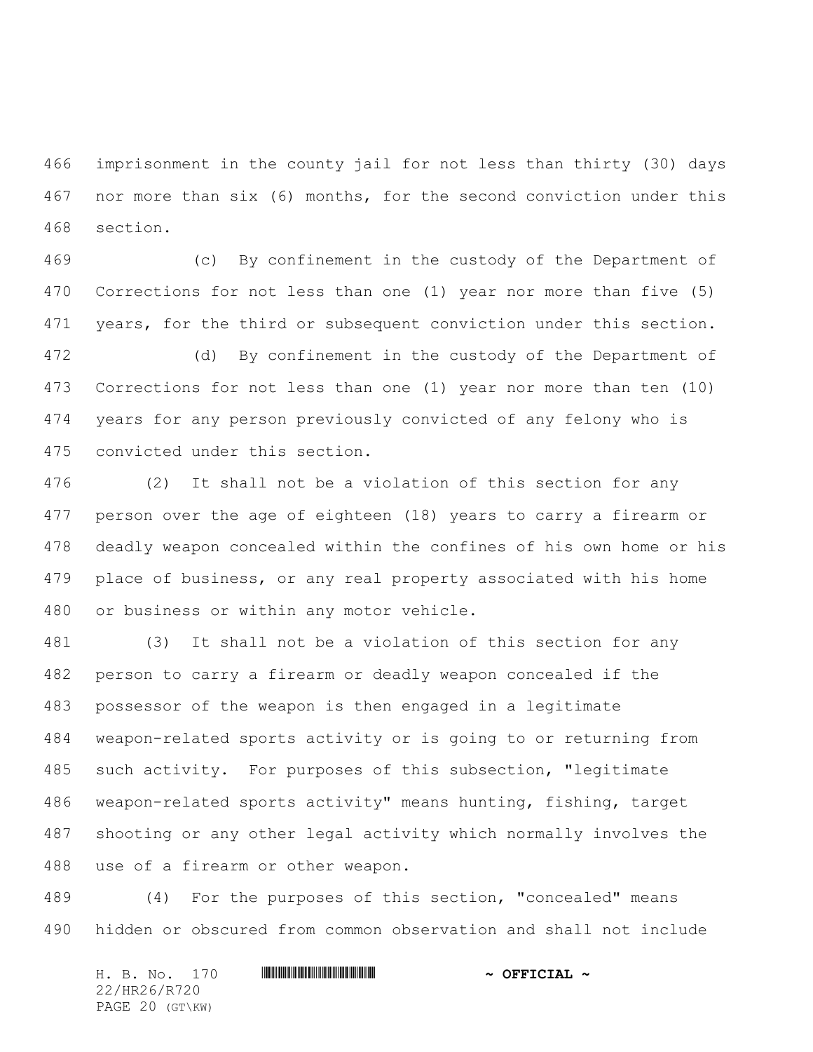imprisonment in the county jail for not less than thirty (30) days nor more than six (6) months, for the second conviction under this section.

(c) By confinement in the custody of the Department of Corrections for not less than one (1) year nor more than five (5) years, for the third or subsequent conviction under this section.

(d) By confinement in the custody of the Department of Corrections for not less than one (1) year nor more than ten (10) years for any person previously convicted of any felony who is convicted under this section.

(2) It shall not be a violation of this section for any person over the age of eighteen (18) years to carry a firearm or deadly weapon concealed within the confines of his own home or his place of business, or any real property associated with his home or business or within any motor vehicle.

(3) It shall not be a violation of this section for any person to carry a firearm or deadly weapon concealed if the possessor of the weapon is then engaged in a legitimate weapon-related sports activity or is going to or returning from such activity. For purposes of this subsection, "legitimate weapon-related sports activity" means hunting, fishing, target shooting or any other legal activity which normally involves the use of a firearm or other weapon.

(4) For the purposes of this section, "concealed" means hidden or obscured from common observation and shall not include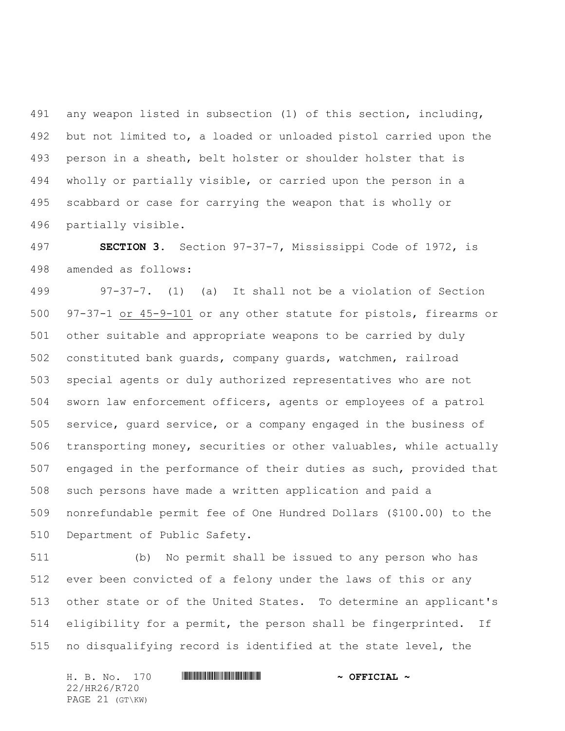any weapon listed in subsection (1) of this section, including, but not limited to, a loaded or unloaded pistol carried upon the person in a sheath, belt holster or shoulder holster that is wholly or partially visible, or carried upon the person in a scabbard or case for carrying the weapon that is wholly or partially visible.

**SECTION 3.** Section 97-37-7, Mississippi Code of 1972, is amended as follows:

97-37-7. (1) (a) It shall not be a violation of Section 97-37-1 <u>or 45-9-101</u> or any other statute for pistols, firearms or other suitable and appropriate weapons to be carried by duly constituted bank guards, company guards, watchmen, railroad special agents or duly authorized representatives who are not sworn law enforcement officers, agents or employees of a patrol service, guard service, or a company engaged in the business of transporting money, securities or other valuables, while actually engaged in the performance of their duties as such, provided that such persons have made a written application and paid a nonrefundable permit fee of One Hundred Dollars ($100.00) to the Department of Public Safety.

(b) No permit shall be issued to any person who has ever been convicted of a felony under the laws of this or any other state or of the United States. To determine an applicant's eligibility for a permit, the person shall be fingerprinted. If no disqualifying record is identified at the state level, the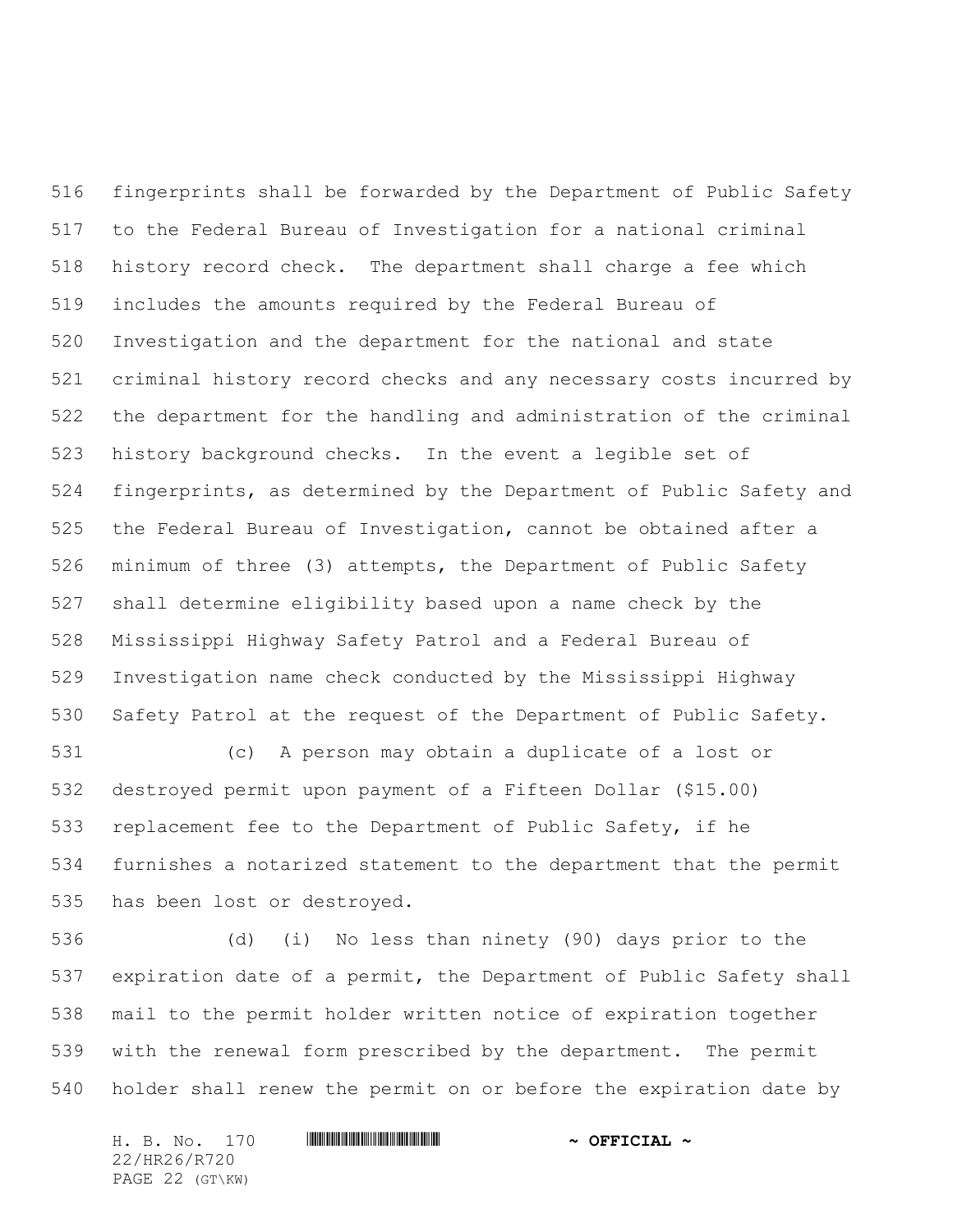fingerprints shall be forwarded by the Department of Public Safety to the Federal Bureau of Investigation for a national criminal history record check. The department shall charge a fee which includes the amounts required by the Federal Bureau of Investigation and the department for the national and state criminal history record checks and any necessary costs incurred by the department for the handling and administration of the criminal history background checks. In the event a legible set of fingerprints, as determined by the Department of Public Safety and the Federal Bureau of Investigation, cannot be obtained after a minimum of three (3) attempts, the Department of Public Safety shall determine eligibility based upon a name check by the Mississippi Highway Safety Patrol and a Federal Bureau of Investigation name check conducted by the Mississippi Highway Safety Patrol at the request of the Department of Public Safety.

(c) A person may obtain a duplicate of a lost or destroyed permit upon payment of a Fifteen Dollar ($15.00) replacement fee to the Department of Public Safety, if he furnishes a notarized statement to the department that the permit has been lost or destroyed.

(d) (i) No less than ninety (90) days prior to the expiration date of a permit, the Department of Public Safety shall mail to the permit holder written notice of expiration together with the renewal form prescribed by the department. The permit holder shall renew the permit on or before the expiration date by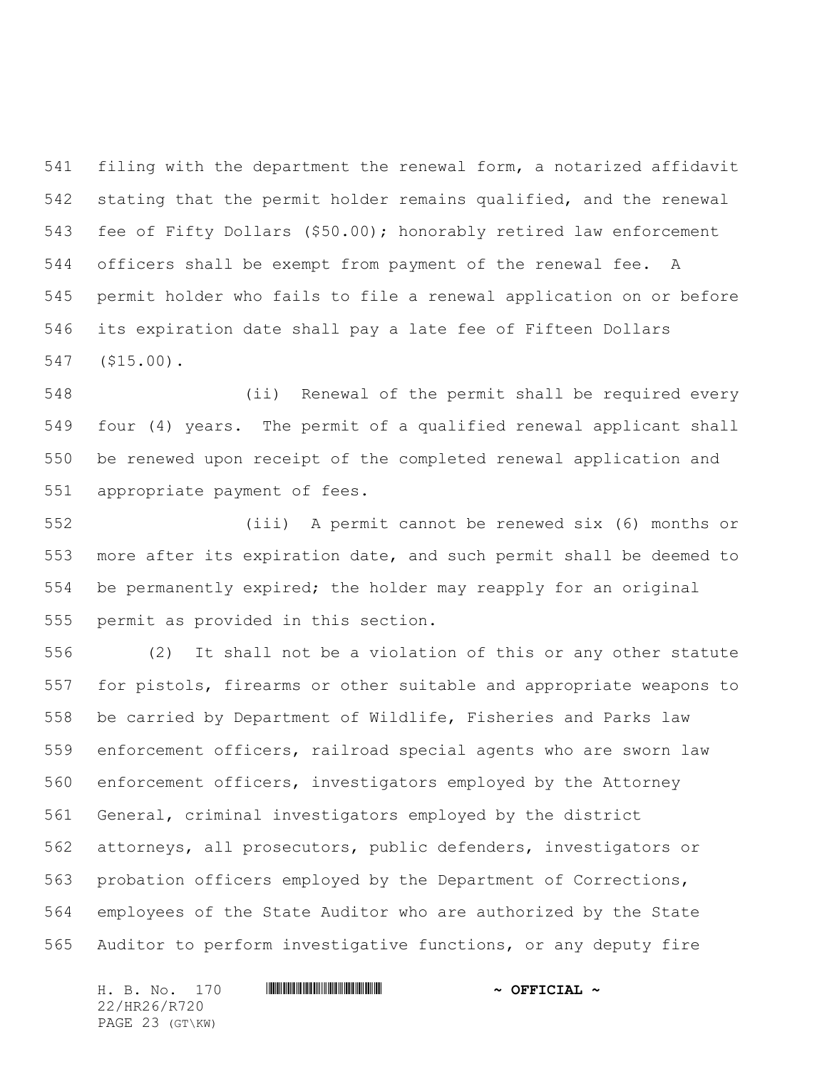filing with the department the renewal form, a notarized affidavit stating that the permit holder remains qualified, and the renewal fee of Fifty Dollars ($50.00); honorably retired law enforcement officers shall be exempt from payment of the renewal fee. A permit holder who fails to file a renewal application on or before its expiration date shall pay a late fee of Fifteen Dollars ($15.00).

(ii) Renewal of the permit shall be required every four (4) years. The permit of a qualified renewal applicant shall be renewed upon receipt of the completed renewal application and appropriate payment of fees.

(iii) A permit cannot be renewed six (6) months or more after its expiration date, and such permit shall be deemed to be permanently expired; the holder may reapply for an original permit as provided in this section.

(2) It shall not be a violation of this or any other statute for pistols, firearms or other suitable and appropriate weapons to be carried by Department of Wildlife, Fisheries and Parks law enforcement officers, railroad special agents who are sworn law enforcement officers, investigators employed by the Attorney General, criminal investigators employed by the district attorneys, all prosecutors, public defenders, investigators or probation officers employed by the Department of Corrections, employees of the State Auditor who are authorized by the State Auditor to perform investigative functions, or any deputy fire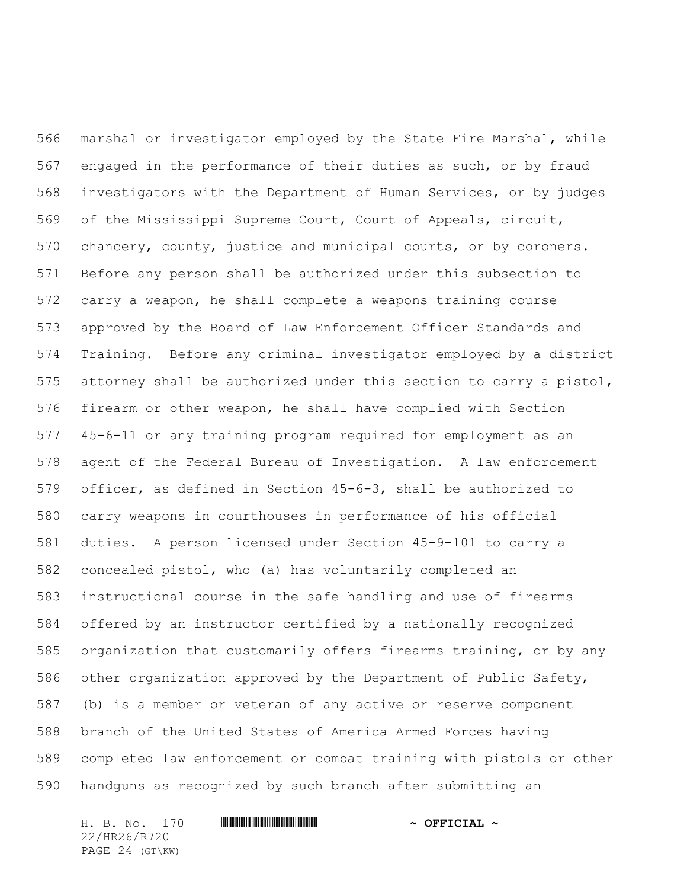marshal or investigator employed by the State Fire Marshal, while engaged in the performance of their duties as such, or by fraud investigators with the Department of Human Services, or by judges of the Mississippi Supreme Court, Court of Appeals, circuit, chancery, county, justice and municipal courts, or by coroners. Before any person shall be authorized under this subsection to carry a weapon, he shall complete a weapons training course approved by the Board of Law Enforcement Officer Standards and Training. Before any criminal investigator employed by a district attorney shall be authorized under this section to carry a pistol, firearm or other weapon, he shall have complied with Section 45-6-11 or any training program required for employment as an agent of the Federal Bureau of Investigation. A law enforcement officer, as defined in Section 45-6-3, shall be authorized to carry weapons in courthouses in performance of his official duties. A person licensed under Section 45-9-101 to carry a concealed pistol, who (a) has voluntarily completed an instructional course in the safe handling and use of firearms offered by an instructor certified by a nationally recognized organization that customarily offers firearms training, or by any other organization approved by the Department of Public Safety, (b) is a member or veteran of any active or reserve component branch of the United States of America Armed Forces having completed law enforcement or combat training with pistols or other handguns as recognized by such branch after submitting an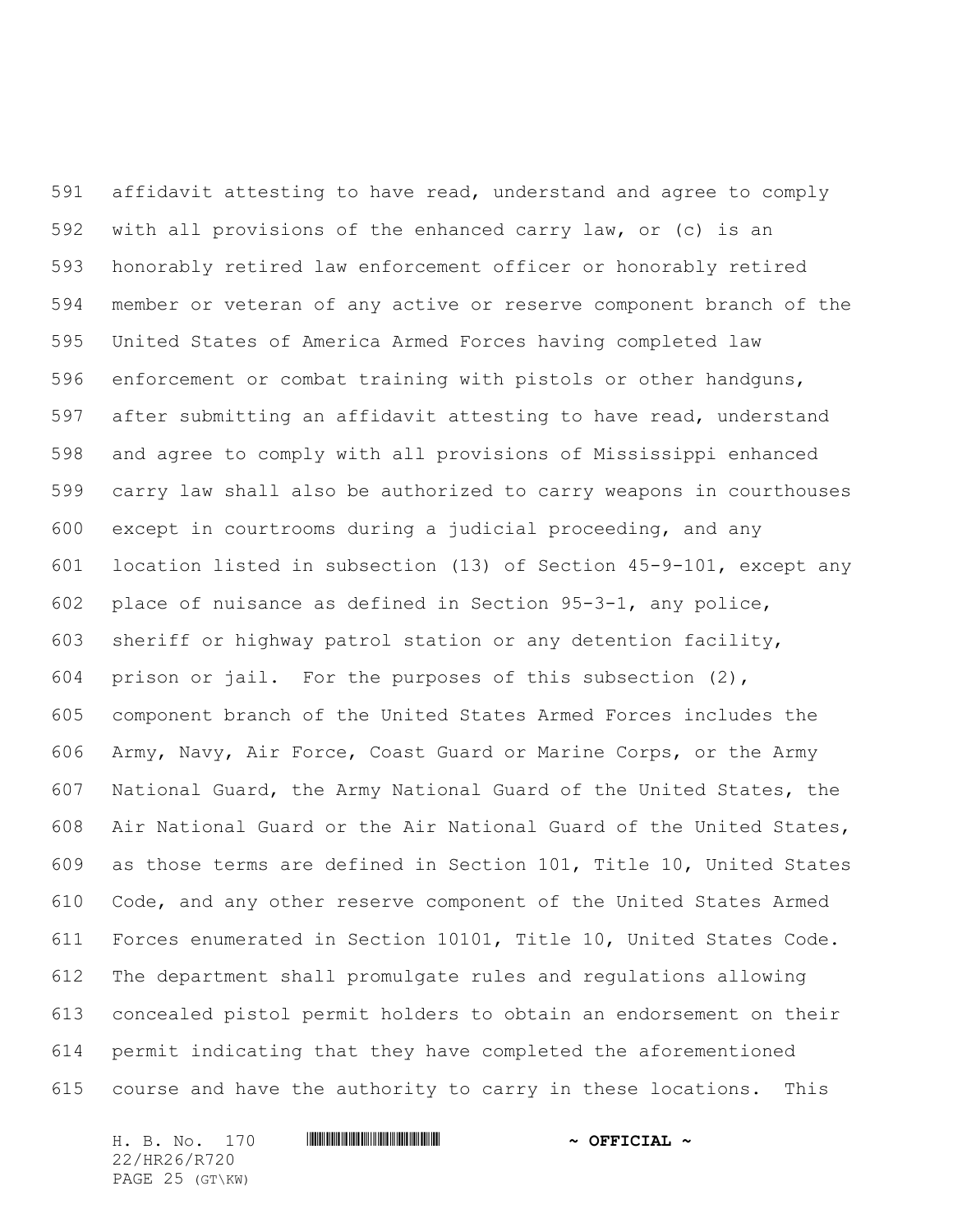affidavit attesting to have read, understand and agree to comply with all provisions of the enhanced carry law, or (c) is an honorably retired law enforcement officer or honorably retired member or veteran of any active or reserve component branch of the United States of America Armed Forces having completed law enforcement or combat training with pistols or other handguns, after submitting an affidavit attesting to have read, understand and agree to comply with all provisions of Mississippi enhanced carry law shall also be authorized to carry weapons in courthouses except in courtrooms during a judicial proceeding, and any location listed in subsection (13) of Section 45-9-101, except any place of nuisance as defined in Section 95-3-1, any police, sheriff or highway patrol station or any detention facility, prison or jail. For the purposes of this subsection (2), component branch of the United States Armed Forces includes the Army, Navy, Air Force, Coast Guard or Marine Corps, or the Army National Guard, the Army National Guard of the United States, the Air National Guard or the Air National Guard of the United States, as those terms are defined in Section 101, Title 10, United States Code, and any other reserve component of the United States Armed Forces enumerated in Section 10101, Title 10, United States Code. The department shall promulgate rules and regulations allowing concealed pistol permit holders to obtain an endorsement on their permit indicating that they have completed the aforementioned course and have the authority to carry in these locations. This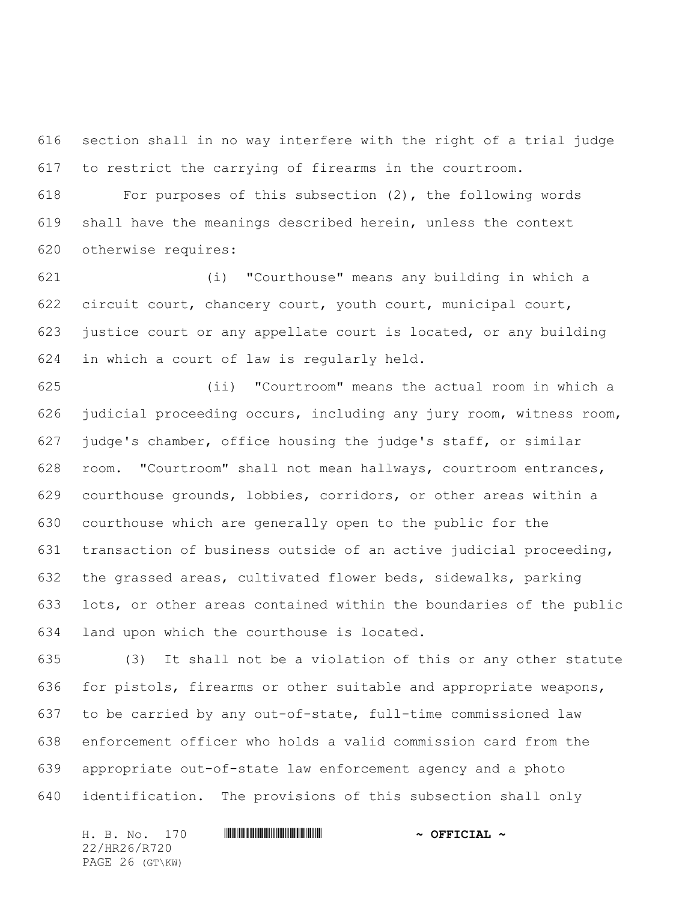section shall in no way interfere with the right of a trial judge to restrict the carrying of firearms in the courtroom.

For purposes of this subsection (2), the following words shall have the meanings described herein, unless the context otherwise requires:

(i) "Courthouse" means any building in which a circuit court, chancery court, youth court, municipal court, justice court or any appellate court is located, or any building in which a court of law is regularly held.

(ii) "Courtroom" means the actual room in which a judicial proceeding occurs, including any jury room, witness room, judge's chamber, office housing the judge's staff, or similar room. "Courtroom" shall not mean hallways, courtroom entrances, courthouse grounds, lobbies, corridors, or other areas within a courthouse which are generally open to the public for the transaction of business outside of an active judicial proceeding, the grassed areas, cultivated flower beds, sidewalks, parking lots, or other areas contained within the boundaries of the public land upon which the courthouse is located.

(3) It shall not be a violation of this or any other statute for pistols, firearms or other suitable and appropriate weapons, to be carried by any out-of-state, full-time commissioned law enforcement officer who holds a valid commission card from the appropriate out-of-state law enforcement agency and a photo identification. The provisions of this subsection shall only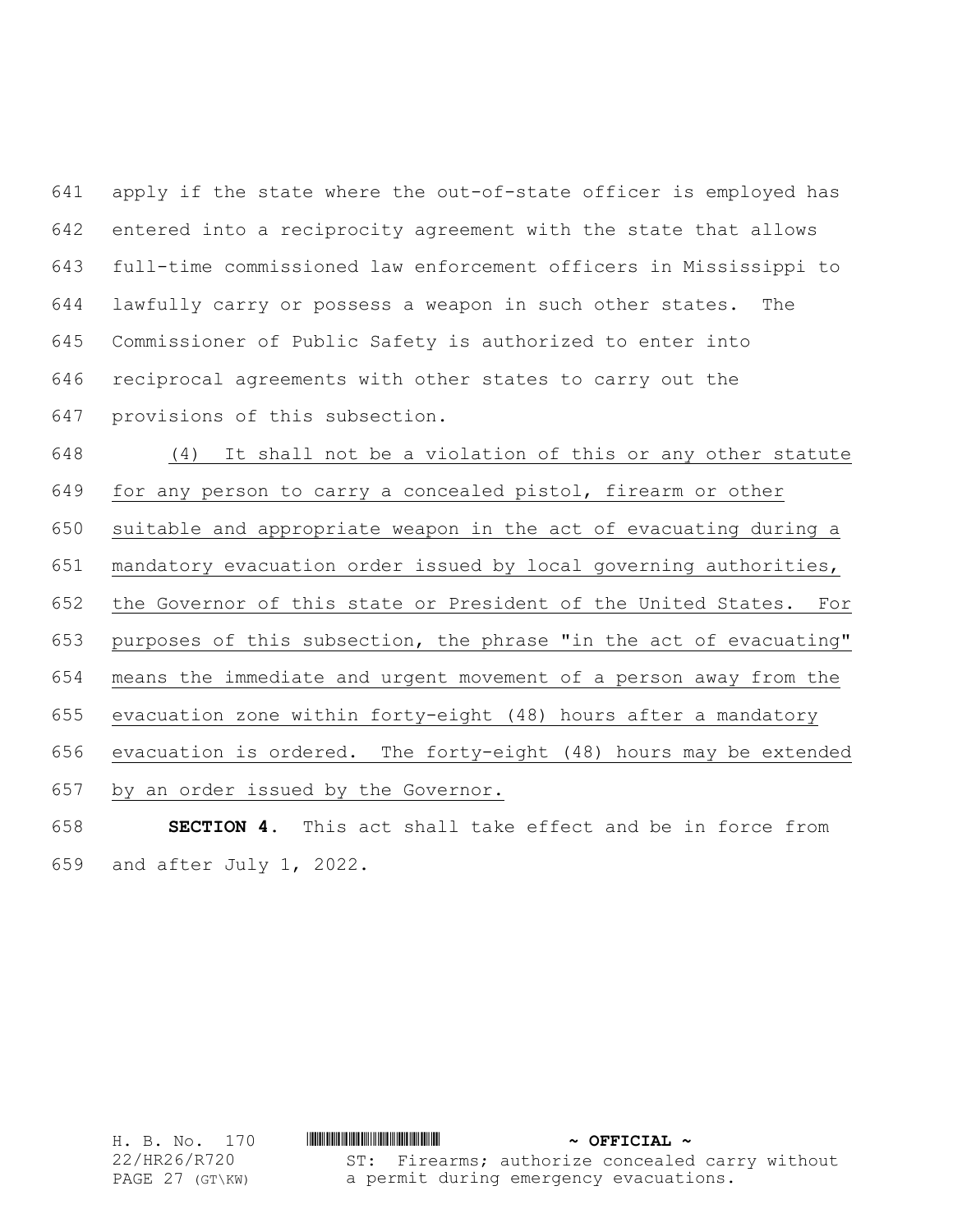apply if the state where the out-of-state officer is employed has entered into a reciprocity agreement with the state that allows full-time commissioned law enforcement officers in Mississippi to lawfully carry or possess a weapon in such other states. The Commissioner of Public Safety is authorized to enter into reciprocal agreements with other states to carry out the provisions of this subsection.

(4) It shall not be a violation of this or any other statute for any person to carry a concealed pistol, firearm or other suitable and appropriate weapon in the act of evacuating during a mandatory evacuation order issued by local governing authorities, the Governor of this state or President of the United States. For purposes of this subsection, the phrase "in the act of evacuating" means the immediate and urgent movement of a person away from the evacuation zone within forty-eight (48) hours after a mandatory evacuation is ordered. The forty-eight (48) hours may be extended by an order issued by the Governor.

**SECTION 4.** This act shall take effect and be in force from and after July 1, 2022.